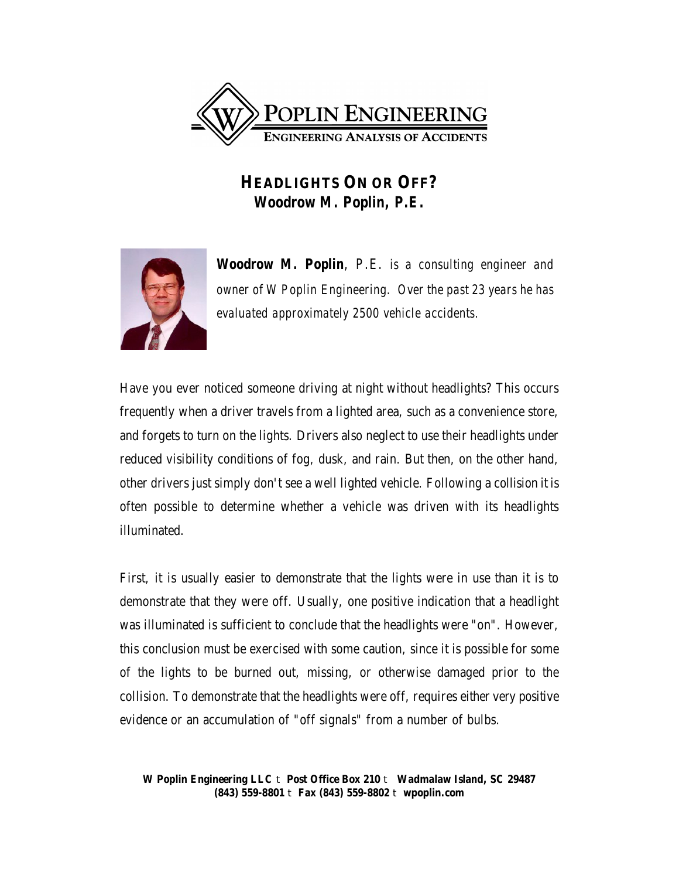POPLIN ENGINEERING

ENGINEERING ANALYSIS OF ACCIDENTS

# HEADLIGHTS ON OR OFF?

**Woodrow M. Poplin, P.E.**

***Woodrow M. Poplin**, P.E. is a consulting engineer and owner of W Poplin Engineering. Over the past 23 years he has evaluated approximately 2500 vehicle accidents.*

Have you ever noticed someone driving at night without headlights? This occurs frequently when a driver travels from a lighted area, such as a convenience store, and forgets to turn on the lights. Drivers also neglect to use their headlights under reduced visibility conditions of fog, dusk, and rain. But then, on the other hand, other drivers just simply don't see a well lighted vehicle. Following a collision it is often possible to determine whether a vehicle was driven with its headlights illuminated.

First, it is usually easier to demonstrate that the lights were in use than it is to demonstrate that they were off. Usually, one positive indication that a headlight was illuminated is sufficient to conclude that the headlights were "on". However, this conclusion must be exercised with some caution, since it is possible for some of the lights to be burned out, missing, or otherwise damaged prior to the collision. To demonstrate that the headlights were off, requires either very positive evidence or an accumulation of "off signals" from a number of bulbs.

**W Poplin Engineering LLC** t **Post Office Box 210** t **Wadmalaw Island, SC 29487**
**(843) 559-8801** t **Fax (843) 559-8802** t **wpoplin.com**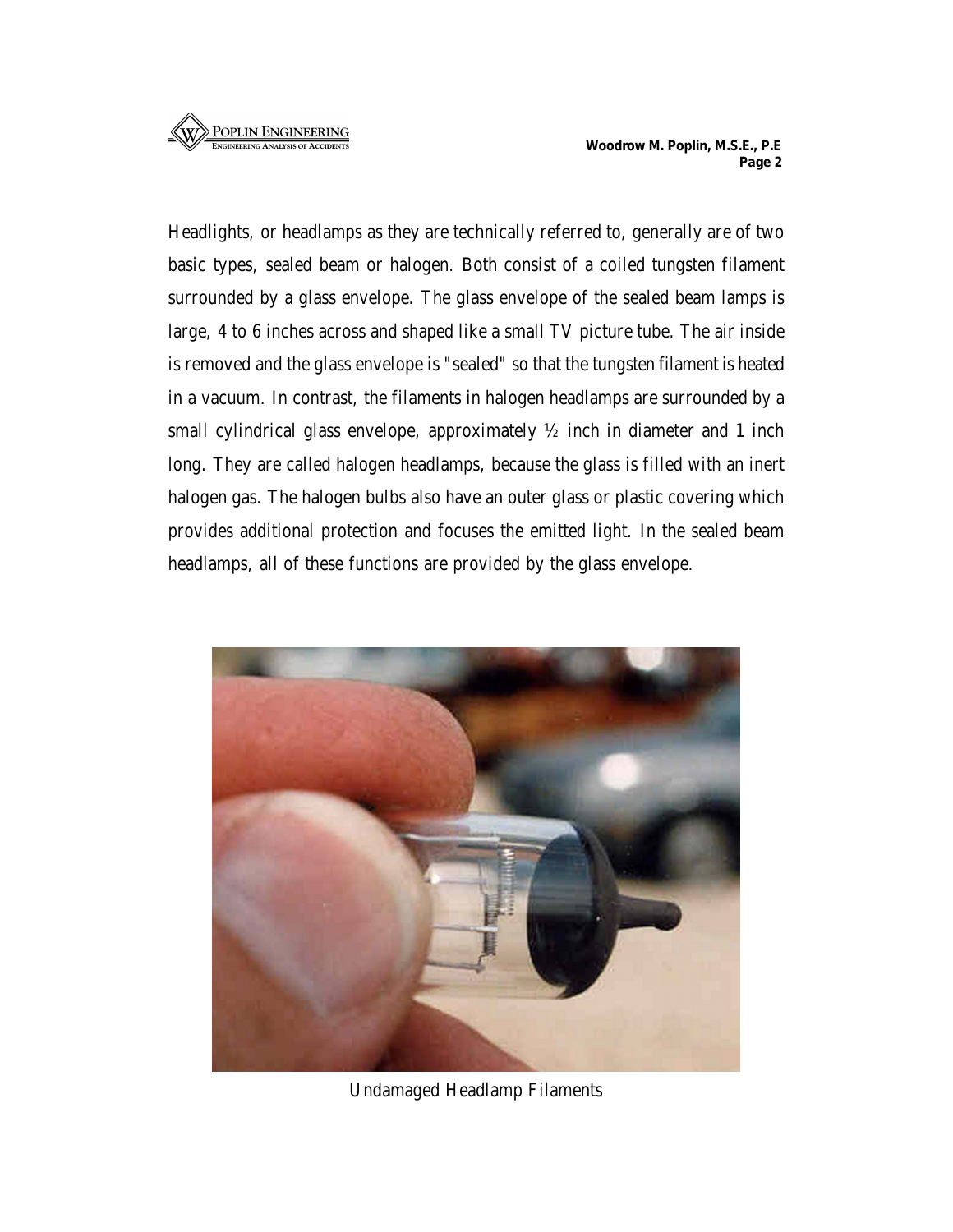Headlights, or headlamps as they are technically referred to, generally are of two basic types, sealed beam or halogen. Both consist of a coiled tungsten filament surrounded by a glass envelope. The glass envelope of the sealed beam lamps is large, 4 to 6 inches across and shaped like a small TV picture tube. The air inside is removed and the glass envelope is "sealed" so that the tungsten filament is heated in a vacuum. In contrast, the filaments in halogen headlamps are surrounded by a small cylindrical glass envelope, approximately ½ inch in diameter and 1 inch long. They are called halogen headlamps, because the glass is filled with an inert halogen gas. The halogen bulbs also have an outer glass or plastic covering which provides additional protection and focuses the emitted light. In the sealed beam headlamps, all of these functions are provided by the glass envelope.

Undamaged Headlamp Filaments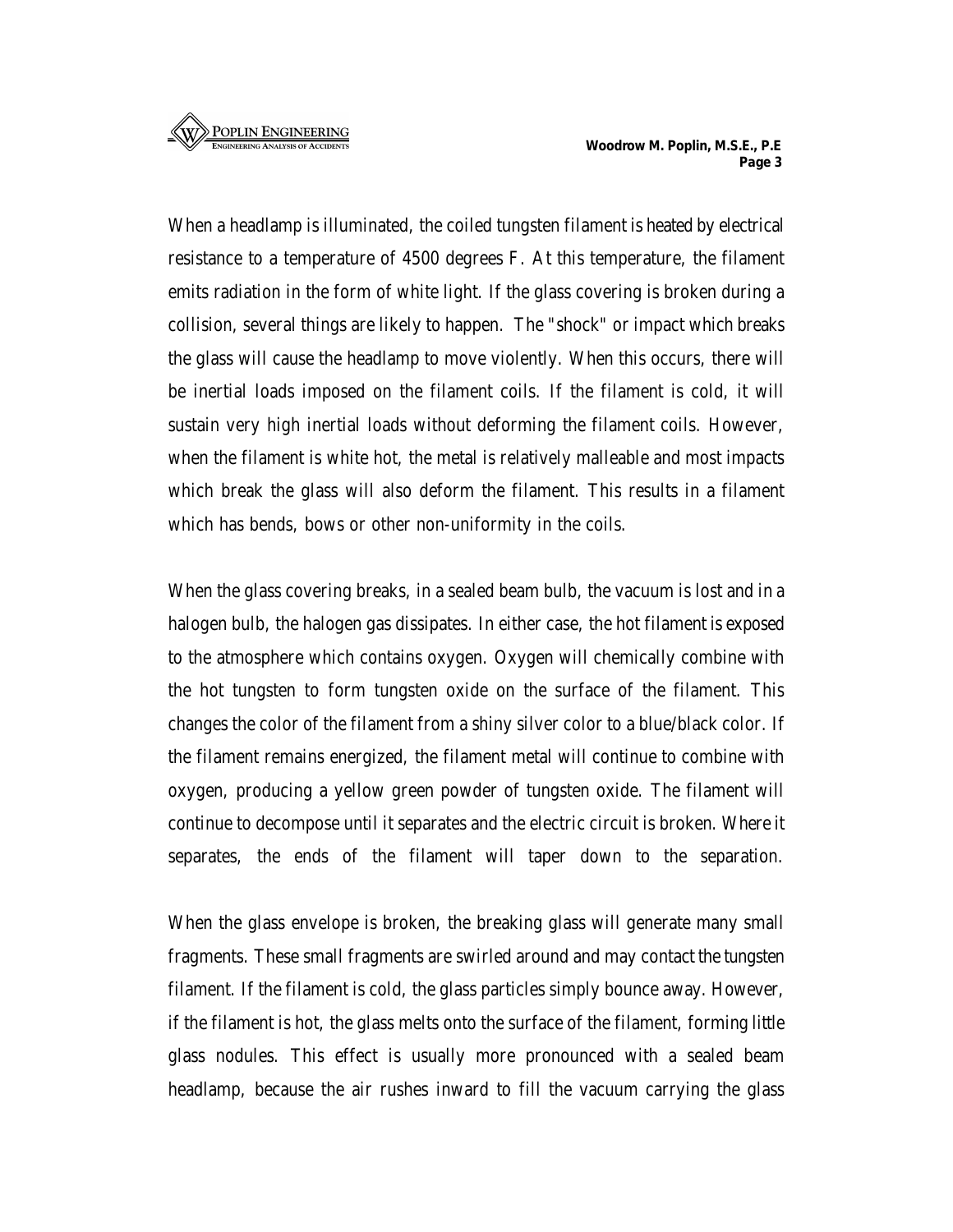When a headlamp is illuminated, the coiled tungsten filament is heated by electrical resistance to a temperature of 4500 degrees F. At this temperature, the filament emits radiation in the form of white light. If the glass covering is broken during a collision, several things are likely to happen. The "shock" or impact which breaks the glass will cause the headlamp to move violently. When this occurs, there will be inertial loads imposed on the filament coils. If the filament is cold, it will sustain very high inertial loads without deforming the filament coils. However, when the filament is white hot, the metal is relatively malleable and most impacts which break the glass will also deform the filament. This results in a filament which has bends, bows or other non-uniformity in the coils.

When the glass covering breaks, in a sealed beam bulb, the vacuum is lost and in a halogen bulb, the halogen gas dissipates. In either case, the hot filament is exposed to the atmosphere which contains oxygen. Oxygen will chemically combine with the hot tungsten to form tungsten oxide on the surface of the filament. This changes the color of the filament from a shiny silver color to a blue/black color. If the filament remains energized, the filament metal will continue to combine with oxygen, producing a yellow green powder of tungsten oxide. The filament will continue to decompose until it separates and the electric circuit is broken. Where it separates, the ends of the filament will taper down to the separation.

When the glass envelope is broken, the breaking glass will generate many small fragments. These small fragments are swirled around and may contact the tungsten filament. If the filament is cold, the glass particles simply bounce away. However, if the filament is hot, the glass melts onto the surface of the filament, forming little glass nodules. This effect is usually more pronounced with a sealed beam headlamp, because the air rushes inward to fill the vacuum carrying the glass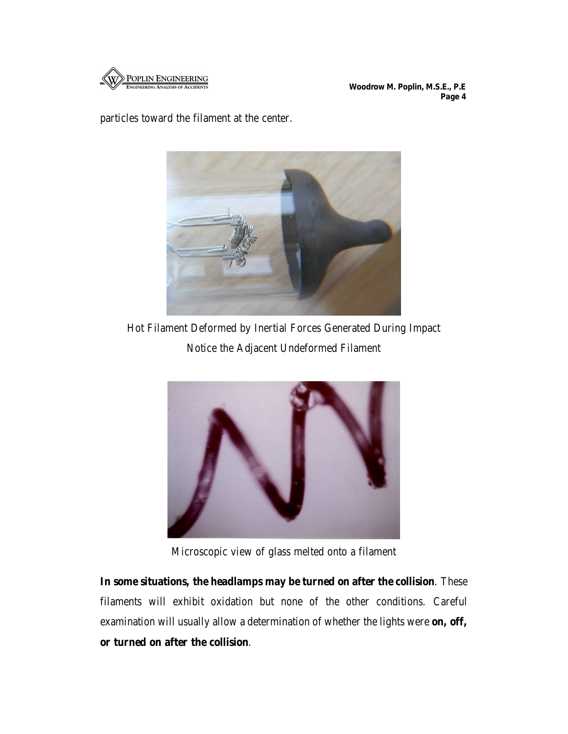particles toward the filament at the center.

Hot Filament Deformed by Inertial Forces Generated During Impact
Notice the Adjacent Undeformed Filament

Microscopic view of glass melted onto a filament

**In some situations, the headlamps may be turned on after the collision**. These filaments will exhibit oxidation but none of the other conditions. Careful examination will usually allow a determination of whether the lights were **on, off, or turned on after the collision**.